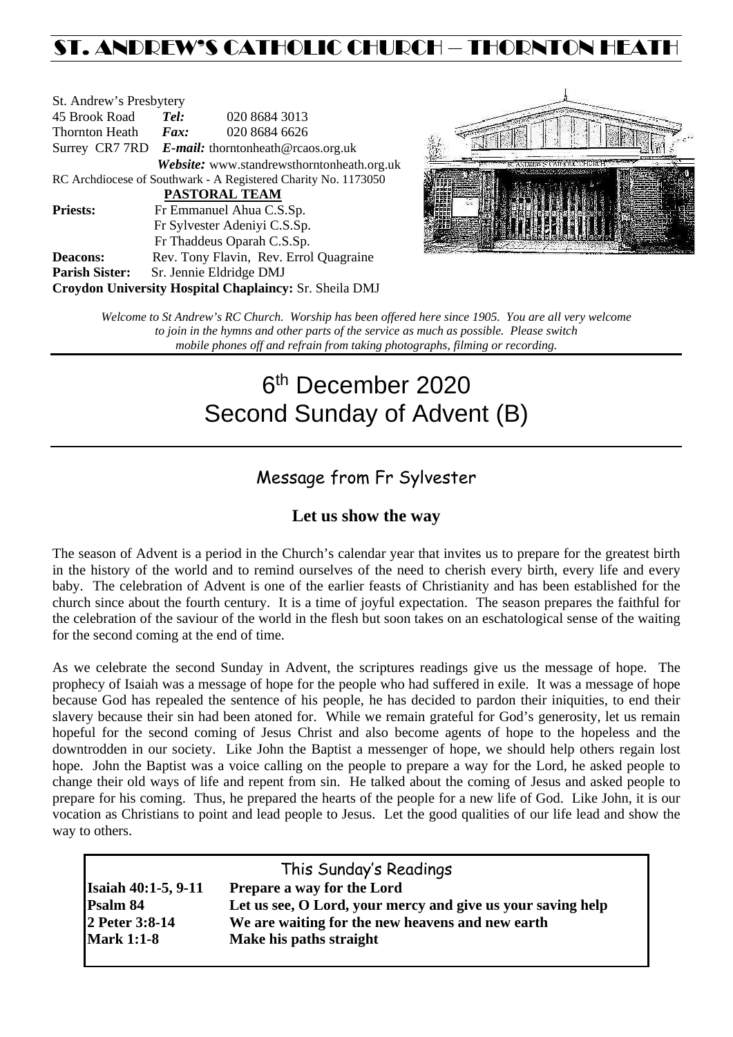# ST. ANDREW'S CATHOLIC CHURCH – THORNTON HEATH

St. Andrew's Presbytery
45 Brook Road *Tel:* 020 8684 3013
Thornton Heath *Fax:* 020 8684 6626
Surrey CR7 7RD *E-mail:* thorntonheath@rcaos.org.uk
*Website:* www.standrewsthorntonheath.org.uk
RC Archdiocese of Southwark - A Registered Charity No. 1173050

**PASTORAL TEAM**

**Priests:** Fr Emmanuel Ahua C.S.Sp.
Fr Sylvester Adeniyi C.S.Sp.
Fr Thaddeus Oparah C.S.Sp.
**Deacons:** Rev. Tony Flavin, Rev. Errol Quagraine
**Parish Sister:** Sr. Jennie Eldridge DMJ
**Croydon University Hospital Chaplaincy:** Sr. Sheila DMJ

*Welcome to St Andrew's RC Church. Worship has been offered here since 1905. You are all very welcome to join in the hymns and other parts of the service as much as possible. Please switch mobile phones off and refrain from taking photographs, filming or recording.*

# 6th December 2020
# Second Sunday of Advent (B)

## Message from Fr Sylvester

### Let us show the way

The season of Advent is a period in the Church's calendar year that invites us to prepare for the greatest birth in the history of the world and to remind ourselves of the need to cherish every birth, every life and every baby. The celebration of Advent is one of the earlier feasts of Christianity and has been established for the church since about the fourth century. It is a time of joyful expectation. The season prepares the faithful for the celebration of the saviour of the world in the flesh but soon takes on an eschatological sense of the waiting for the second coming at the end of time.

As we celebrate the second Sunday in Advent, the scriptures readings give us the message of hope. The prophecy of Isaiah was a message of hope for the people who had suffered in exile. It was a message of hope because God has repealed the sentence of his people, he has decided to pardon their iniquities, to end their slavery because their sin had been atoned for. While we remain grateful for God's generosity, let us remain hopeful for the second coming of Jesus Christ and also become agents of hope to the hopeless and the downtrodden in our society. Like John the Baptist a messenger of hope, we should help others regain lost hope. John the Baptist was a voice calling on the people to prepare a way for the Lord, he asked people to change their old ways of life and repent from sin. He talked about the coming of Jesus and asked people to prepare for his coming. Thus, he prepared the hearts of the people for a new life of God. Like John, it is our vocation as Christians to point and lead people to Jesus. Let the good qualities of our life lead and show the way to others.

## This Sunday's Readings

| | |
|---|---|
| **Isaiah 40:1-5, 9-11** | **Prepare a way for the Lord** |
| **Psalm 84** | **Let us see, O Lord, your mercy and give us your saving help** |
| **2 Peter 3:8-14** | **We are waiting for the new heavens and new earth** |
| **Mark 1:1-8** | **Make his paths straight** |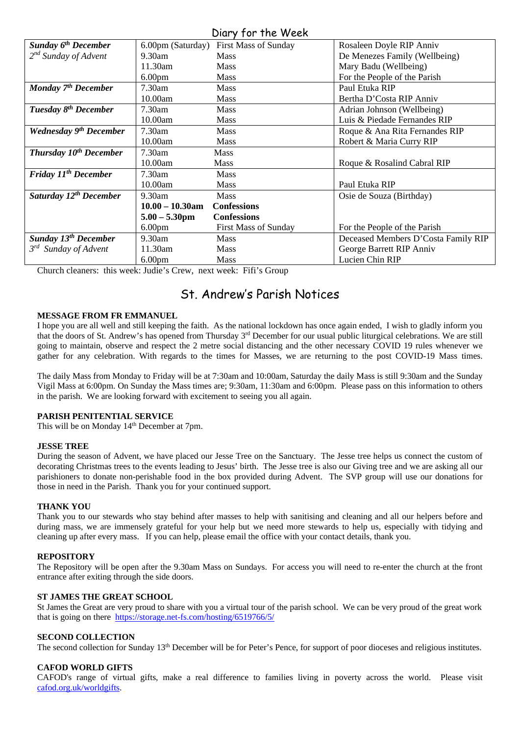## Diary for the Week

| | | | |
|---|---|---|---|
| ***Sunday 6th December*** | 6.00pm (Saturday) | First Mass of Sunday | Rosaleen Doyle RIP Anniv |
| *2nd Sunday of Advent* | 9.30am | Mass | De Menezes Family (Wellbeing) |
| | 11.30am | Mass | Mary Badu (Wellbeing) |
| | 6.00pm | Mass | For the People of the Parish |
| ***Monday 7th December*** | 7.30am | Mass | Paul Etuka RIP |
| | 10.00am | Mass | Bertha D'Costa RIP Anniv |
| ***Tuesday 8th December*** | 7.30am | Mass | Adrian Johnson (Wellbeing) |
| | 10.00am | Mass | Luis & Piedade Fernandes RIP |
| ***Wednesday 9th December*** | 7.30am | Mass | Roque & Ana Rita Fernandes RIP |
| | 10.00am | Mass | Robert & Maria Curry RIP |
| ***Thursday 10th December*** | 7.30am | Mass | |
| | 10.00am | Mass | Roque & Rosalind Cabral RIP |
| ***Friday 11th December*** | 7.30am | Mass | |
| | 10.00am | Mass | Paul Etuka RIP |
| ***Saturday 12th December*** | 9.30am | Mass | Osie de Souza (Birthday) |
| | **10.00 – 10.30am** | **Confessions** | |
| | **5.00 – 5.30pm** | **Confessions** | |
| | 6.00pm | First Mass of Sunday | For the People of the Parish |
| ***Sunday 13th December*** | 9.30am | Mass | Deceased Members D'Costa Family RIP |
| *3rd Sunday of Advent* | 11.30am | Mass | George Barrett RIP Anniv |
| | 6.00pm | Mass | Lucien Chin RIP |

Church cleaners: this week: Judie's Crew, next week: Fifi's Group

# St. Andrew's Parish Notices

**MESSAGE FROM FR EMMANUEL**

I hope you are all well and still keeping the faith. As the national lockdown has once again ended, I wish to gladly inform you that the doors of St. Andrew's has opened from Thursday 3rd December for our usual public liturgical celebrations. We are still going to maintain, observe and respect the 2 metre social distancing and the other necessary COVID 19 rules whenever we gather for any celebration. With regards to the times for Masses, we are returning to the post COVID-19 Mass times.

The daily Mass from Monday to Friday will be at 7:30am and 10:00am, Saturday the daily Mass is still 9:30am and the Sunday Vigil Mass at 6:00pm. On Sunday the Mass times are; 9:30am, 11:30am and 6:00pm. Please pass on this information to others in the parish. We are looking forward with excitement to seeing you all again.

**PARISH PENITENTIAL SERVICE**

This will be on Monday 14th December at 7pm.

**JESSE TREE**

During the season of Advent, we have placed our Jesse Tree on the Sanctuary. The Jesse tree helps us connect the custom of decorating Christmas trees to the events leading to Jesus' birth. The Jesse tree is also our Giving tree and we are asking all our parishioners to donate non-perishable food in the box provided during Advent. The SVP group will use our donations for those in need in the Parish. Thank you for your continued support.

**THANK YOU**

Thank you to our stewards who stay behind after masses to help with sanitising and cleaning and all our helpers before and during mass, we are immensely grateful for your help but we need more stewards to help us, especially with tidying and cleaning up after every mass. If you can help, please email the office with your contact details, thank you.

**REPOSITORY**

The Repository will be open after the 9.30am Mass on Sundays. For access you will need to re-enter the church at the front entrance after exiting through the side doors.

**ST JAMES THE GREAT SCHOOL**

St James the Great are very proud to share with you a virtual tour of the parish school. We can be very proud of the great work that is going on there https://storage.net-fs.com/hosting/6519766/5/

**SECOND COLLECTION**

The second collection for Sunday 13th December will be for Peter's Pence, for support of poor dioceses and religious institutes.

**CAFOD WORLD GIFTS**

CAFOD's range of virtual gifts, make a real difference to families living in poverty across the world. Please visit cafod.org.uk/worldgifts.